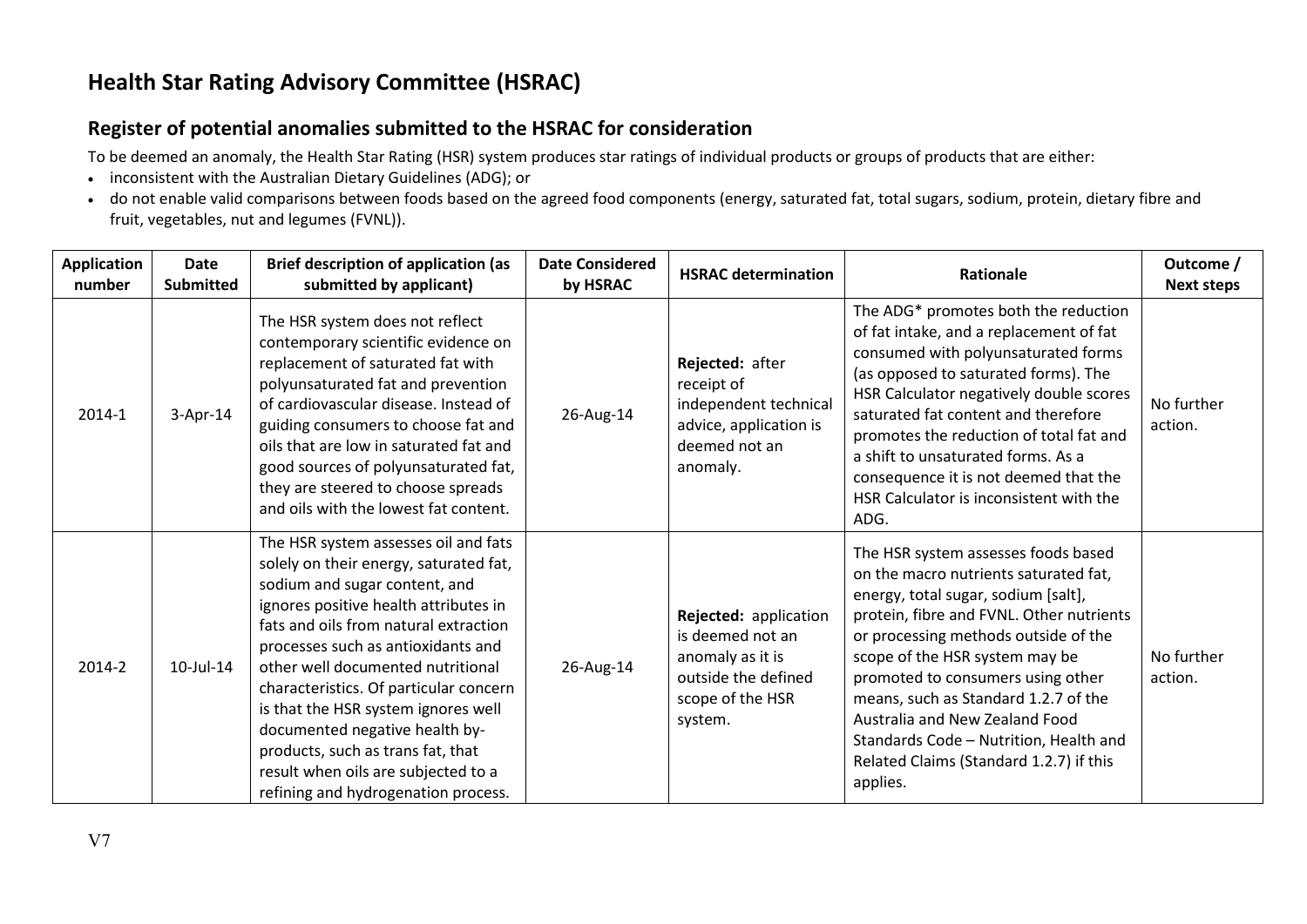# Health Star Rating Advisory Committee (HSRAC)

## Register of potential anomalies submitted to the HSRAC for consideration

To be deemed an anomaly, the Health Star Rating (HSR) system produces star ratings of individual products or groups of products that are either:

- inconsistent with the Australian Dietary Guidelines (ADG); or
- do not enable valid comparisons between foods based on the agreed food components (energy, saturated fat, total sugars, sodium, protein, dietary fibre and fruit, vegetables, nut and legumes (FVNL)).

| Application number | Date Submitted | Brief description of application (as submitted by applicant) | Date Considered by HSRAC | HSRAC determination | Rationale | Outcome / Next steps |
|---|---|---|---|---|---|---|
| 2014-1 | 3-Apr-14 | The HSR system does not reflect contemporary scientific evidence on replacement of saturated fat with polyunsaturated fat and prevention of cardiovascular disease. Instead of guiding consumers to choose fat and oils that are low in saturated fat and good sources of polyunsaturated fat, they are steered to choose spreads and oils with the lowest fat content. | 26-Aug-14 | **Rejected:** after receipt of independent technical advice, application is deemed not an anomaly. | The ADG* promotes both the reduction of fat intake, and a replacement of fat consumed with polyunsaturated forms (as opposed to saturated forms). The HSR Calculator negatively double scores saturated fat content and therefore promotes the reduction of total fat and a shift to unsaturated forms. As a consequence it is not deemed that the HSR Calculator is inconsistent with the ADG. | No further action. |
| 2014-2 | 10-Jul-14 | The HSR system assesses oil and fats solely on their energy, saturated fat, sodium and sugar content, and ignores positive health attributes in fats and oils from natural extraction processes such as antioxidants and other well documented nutritional characteristics. Of particular concern is that the HSR system ignores well documented negative health by-products, such as trans fat, that result when oils are subjected to a refining and hydrogenation process. | 26-Aug-14 | **Rejected:** application is deemed not an anomaly as it is outside the defined scope of the HSR system. | The HSR system assesses foods based on the macro nutrients saturated fat, energy, total sugar, sodium [salt], protein, fibre and FVNL. Other nutrients or processing methods outside of the scope of the HSR system may be promoted to consumers using other means, such as Standard 1.2.7 of the Australia and New Zealand Food Standards Code – Nutrition, Health and Related Claims (Standard 1.2.7) if this applies. | No further action. |

V7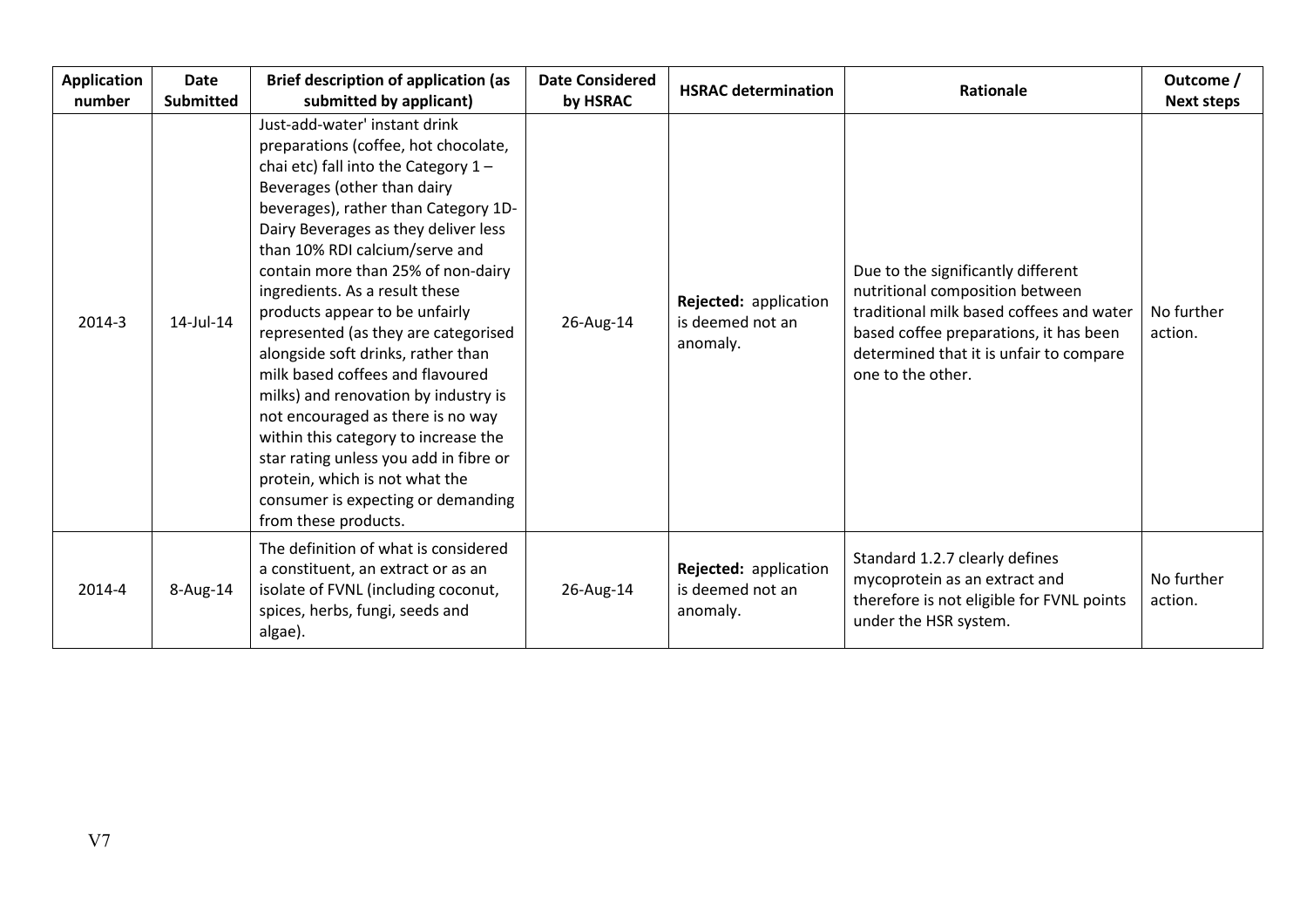| Application number | Date Submitted | Brief description of application (as submitted by applicant) | Date Considered by HSRAC | HSRAC determination | Rationale | Outcome / Next steps |
|---|---|---|---|---|---|---|
| 2014-3 | 14-Jul-14 | Just-add-water' instant drink preparations (coffee, hot chocolate, chai etc) fall into the Category 1 – Beverages (other than dairy beverages), rather than Category 1D- Dairy Beverages as they deliver less than 10% RDI calcium/serve and contain more than 25% of non-dairy ingredients. As a result these products appear to be unfairly represented (as they are categorised alongside soft drinks, rather than milk based coffees and flavoured milks) and renovation by industry is not encouraged as there is no way within this category to increase the star rating unless you add in fibre or protein, which is not what the consumer is expecting or demanding from these products. | 26-Aug-14 | **Rejected:** application is deemed not an anomaly. | Due to the significantly different nutritional composition between traditional milk based coffees and water based coffee preparations, it has been determined that it is unfair to compare one to the other. | No further action. |
| 2014-4 | 8-Aug-14 | The definition of what is considered a constituent, an extract or as an isolate of FVNL (including coconut, spices, herbs, fungi, seeds and algae). | 26-Aug-14 | **Rejected:** application is deemed not an anomaly. | Standard 1.2.7 clearly defines mycoprotein as an extract and therefore is not eligible for FVNL points under the HSR system. | No further action. |

V7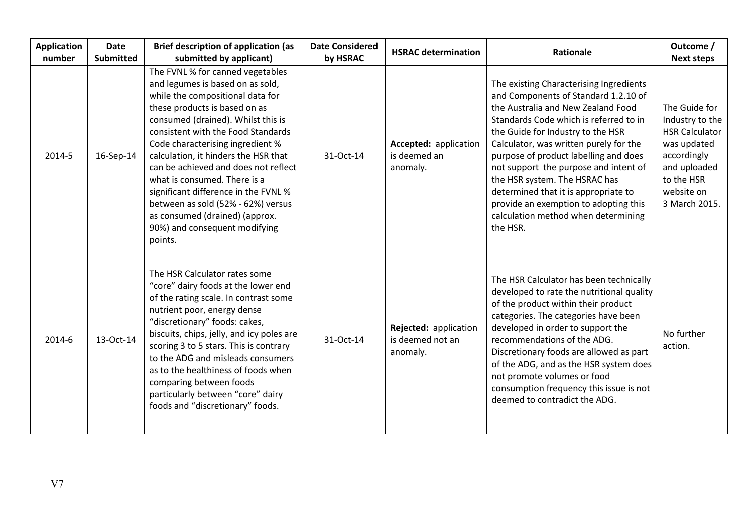| Application number | Date Submitted | Brief description of application (as submitted by applicant) | Date Considered by HSRAC | HSRAC determination | Rationale | Outcome / Next steps |
|---|---|---|---|---|---|---|
| 2014-5 | 16-Sep-14 | The FVNL % for canned vegetables and legumes is based on as sold, while the compositional data for these products is based on as consumed (drained). Whilst this is consistent with the Food Standards Code characterising ingredient % calculation, it hinders the HSR that can be achieved and does not reflect what is consumed. There is a significant difference in the FVNL % between as sold (52% - 62%) versus as consumed (drained) (approx. 90%) and consequent modifying points. | 31-Oct-14 | **Accepted:** application is deemed an anomaly. | The existing Characterising Ingredients and Components of Standard 1.2.10 of the Australia and New Zealand Food Standards Code which is referred to in the Guide for Industry to the HSR Calculator, was written purely for the purpose of product labelling and does not support the purpose and intent of the HSR system. The HSRAC has determined that it is appropriate to provide an exemption to adopting this calculation method when determining the HSR. | The Guide for Industry to the HSR Calculator was updated accordingly and uploaded to the HSR website on 3 March 2015. |
| 2014-6 | 13-Oct-14 | The HSR Calculator rates some "core" dairy foods at the lower end of the rating scale. In contrast some nutrient poor, energy dense "discretionary" foods: cakes, biscuits, chips, jelly, and icy poles are scoring 3 to 5 stars. This is contrary to the ADG and misleads consumers as to the healthiness of foods when comparing between foods particularly between "core" dairy foods and "discretionary" foods. | 31-Oct-14 | **Rejected:** application is deemed not an anomaly. | The HSR Calculator has been technically developed to rate the nutritional quality of the product within their product categories. The categories have been developed in order to support the recommendations of the ADG. Discretionary foods are allowed as part of the ADG, and as the HSR system does not promote volumes or food consumption frequency this issue is not deemed to contradict the ADG. | No further action. |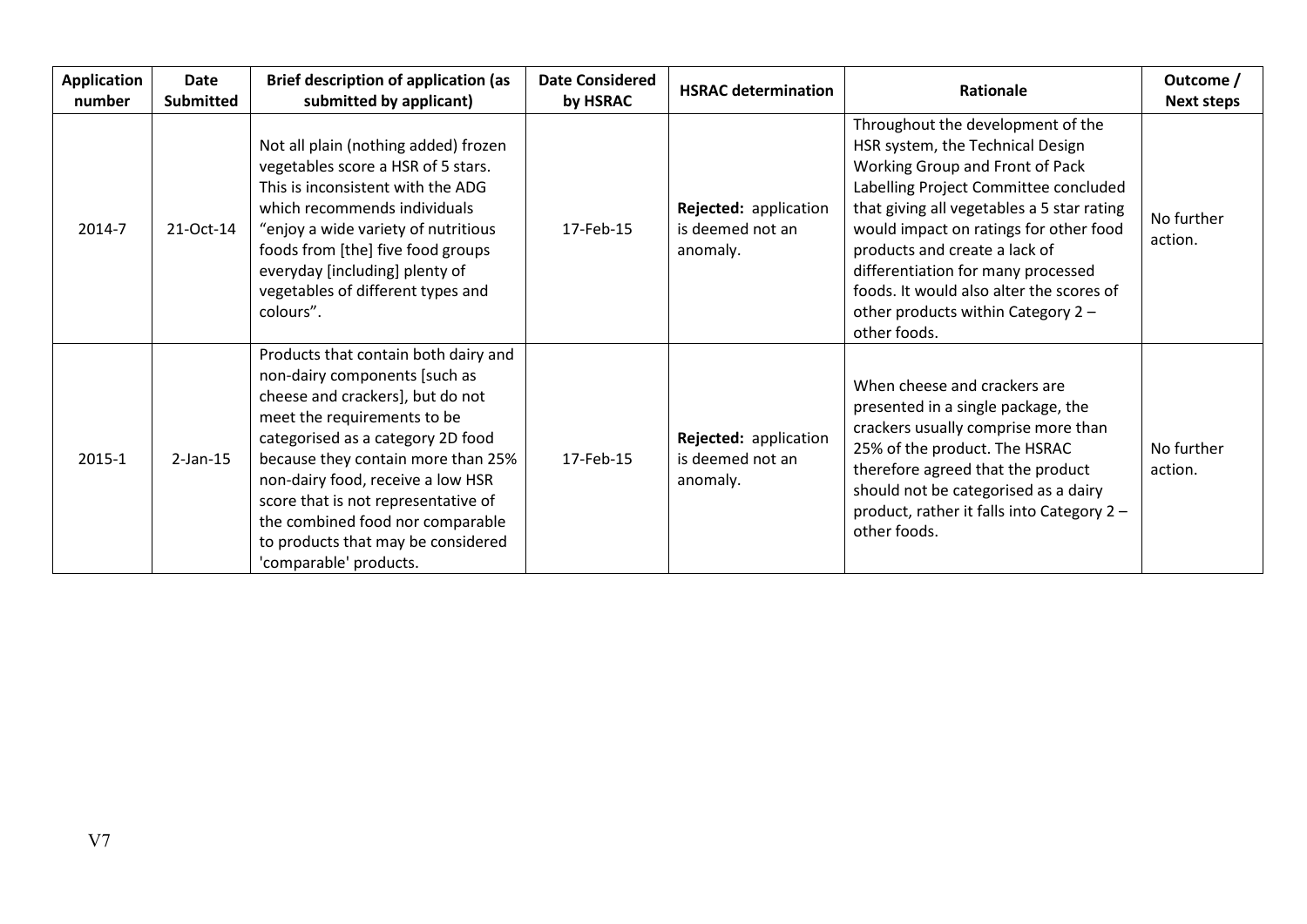| Application number | Date Submitted | Brief description of application (as submitted by applicant) | Date Considered by HSRAC | HSRAC determination | Rationale | Outcome / Next steps |
|---|---|---|---|---|---|---|
| 2014-7 | 21-Oct-14 | Not all plain (nothing added) frozen vegetables score a HSR of 5 stars. This is inconsistent with the ADG which recommends individuals "enjoy a wide variety of nutritious foods from [the] five food groups everyday [including] plenty of vegetables of different types and colours". | 17-Feb-15 | **Rejected:** application is deemed not an anomaly. | Throughout the development of the HSR system, the Technical Design Working Group and Front of Pack Labelling Project Committee concluded that giving all vegetables a 5 star rating would impact on ratings for other food products and create a lack of differentiation for many processed foods. It would also alter the scores of other products within Category 2 – other foods. | No further action. |
| 2015-1 | 2-Jan-15 | Products that contain both dairy and non-dairy components [such as cheese and crackers], but do not meet the requirements to be categorised as a category 2D food because they contain more than 25% non-dairy food, receive a low HSR score that is not representative of the combined food nor comparable to products that may be considered 'comparable' products. | 17-Feb-15 | **Rejected:** application is deemed not an anomaly. | When cheese and crackers are presented in a single package, the crackers usually comprise more than 25% of the product. The HSRAC therefore agreed that the product should not be categorised as a dairy product, rather it falls into Category 2 – other foods. | No further action. |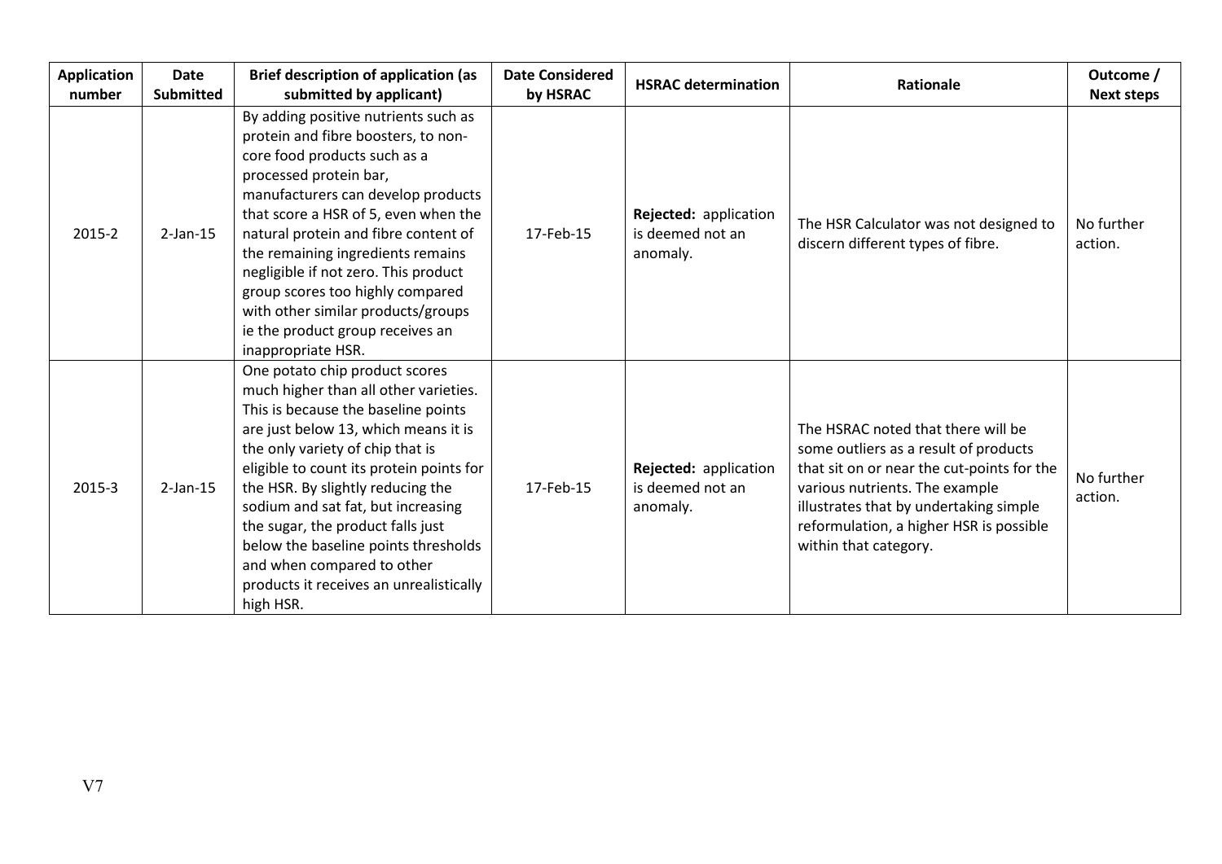| Application number | Date Submitted | Brief description of application (as submitted by applicant) | Date Considered by HSRAC | HSRAC determination | Rationale | Outcome / Next steps |
|---|---|---|---|---|---|---|
| 2015-2 | 2-Jan-15 | By adding positive nutrients such as protein and fibre boosters, to non-core food products such as a processed protein bar, manufacturers can develop products that score a HSR of 5, even when the natural protein and fibre content of the remaining ingredients remains negligible if not zero. This product group scores too highly compared with other similar products/groups ie the product group receives an inappropriate HSR. | 17-Feb-15 | **Rejected:** application is deemed not an anomaly. | The HSR Calculator was not designed to discern different types of fibre. | No further action. |
| 2015-3 | 2-Jan-15 | One potato chip product scores much higher than all other varieties. This is because the baseline points are just below 13, which means it is the only variety of chip that is eligible to count its protein points for the HSR. By slightly reducing the sodium and sat fat, but increasing the sugar, the product falls just below the baseline points thresholds and when compared to other products it receives an unrealistically high HSR. | 17-Feb-15 | **Rejected:** application is deemed not an anomaly. | The HSRAC noted that there will be some outliers as a result of products that sit on or near the cut-points for the various nutrients. The example illustrates that by undertaking simple reformulation, a higher HSR is possible within that category. | No further action. |

V7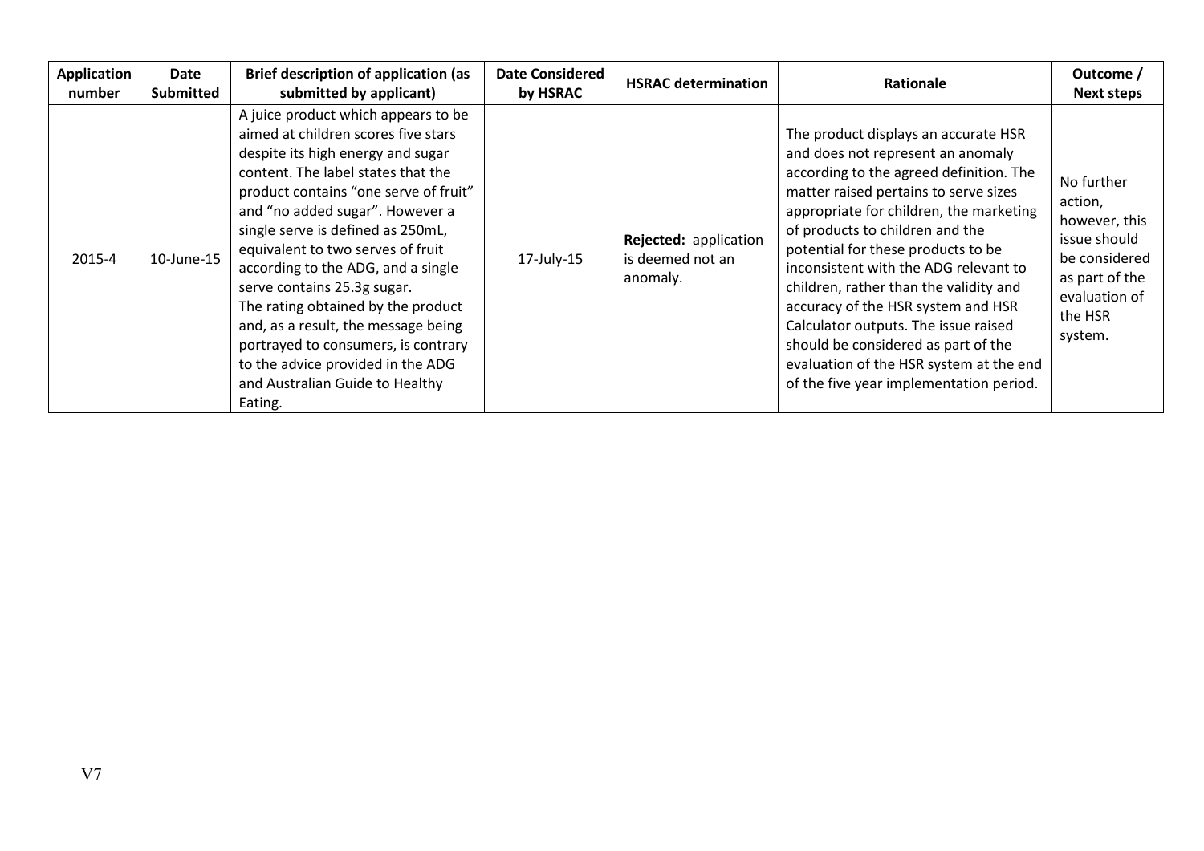| Application number | Date Submitted | Brief description of application (as submitted by applicant) | Date Considered by HSRAC | HSRAC determination | Rationale | Outcome / Next steps |
|---|---|---|---|---|---|---|
| 2015-4 | 10-June-15 | A juice product which appears to be aimed at children scores five stars despite its high energy and sugar content. The label states that the product contains "one serve of fruit" and "no added sugar". However a single serve is defined as 250mL, equivalent to two serves of fruit according to the ADG, and a single serve contains 25.3g sugar. The rating obtained by the product and, as a result, the message being portrayed to consumers, is contrary to the advice provided in the ADG and Australian Guide to Healthy Eating. | 17-July-15 | **Rejected:** application is deemed not an anomaly. | The product displays an accurate HSR and does not represent an anomaly according to the agreed definition. The matter raised pertains to serve sizes appropriate for children, the marketing of products to children and the potential for these products to be inconsistent with the ADG relevant to children, rather than the validity and accuracy of the HSR system and HSR Calculator outputs. The issue raised should be considered as part of the evaluation of the HSR system at the end of the five year implementation period. | No further action, however, this issue should be considered as part of the evaluation of the HSR system. |

V7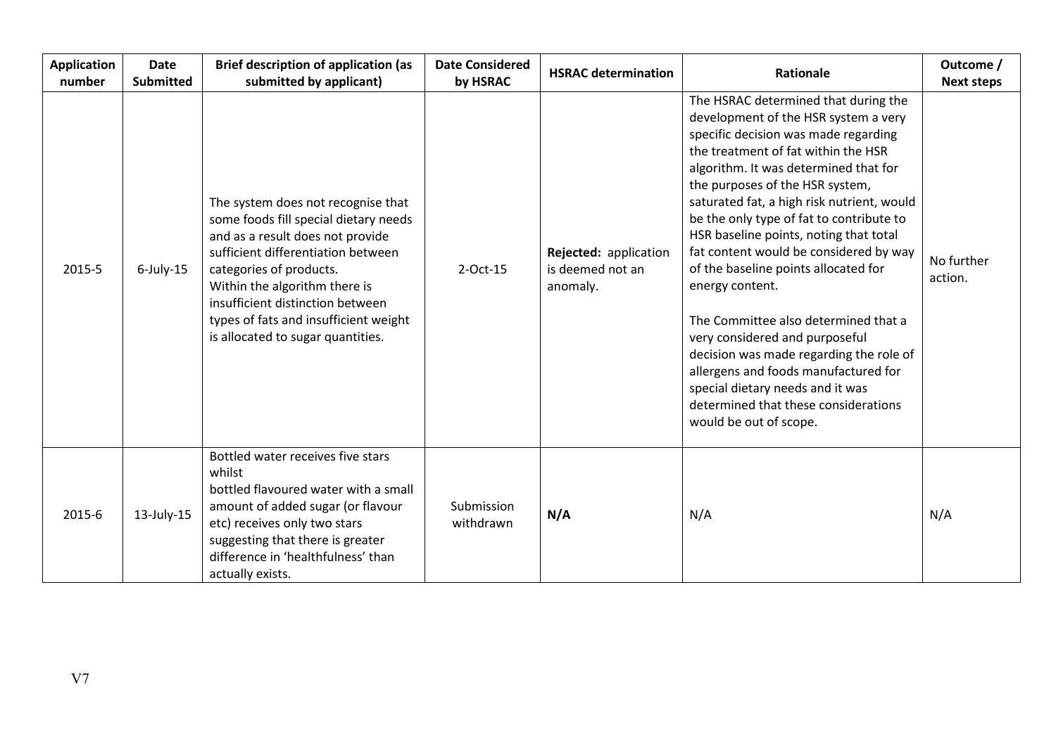| Application number | Date Submitted | Brief description of application (as submitted by applicant) | Date Considered by HSRAC | HSRAC determination | Rationale | Outcome / Next steps |
| --- | --- | --- | --- | --- | --- | --- |
| 2015-5 | 6-July-15 | The system does not recognise that some foods fill special dietary needs and as a result does not provide sufficient differentiation between categories of products.<br>Within the algorithm there is insufficient distinction between types of fats and insufficient weight is allocated to sugar quantities. | 2-Oct-15 | **Rejected:** application is deemed not an anomaly. | The HSRAC determined that during the development of the HSR system a very specific decision was made regarding the treatment of fat within the HSR algorithm. It was determined that for the purposes of the HSR system, saturated fat, a high risk nutrient, would be the only type of fat to contribute to HSR baseline points, noting that total fat content would be considered by way of the baseline points allocated for energy content.<br><br>The Committee also determined that a very considered and purposeful decision was made regarding the role of allergens and foods manufactured for special dietary needs and it was determined that these considerations would be out of scope. | No further action. |
| 2015-6 | 13-July-15 | Bottled water receives five stars whilst<br>bottled flavoured water with a small amount of added sugar (or flavour etc) receives only two stars suggesting that there is greater difference in 'healthfulness' than actually exists. | Submission withdrawn | **N/A** | N/A | N/A |

V7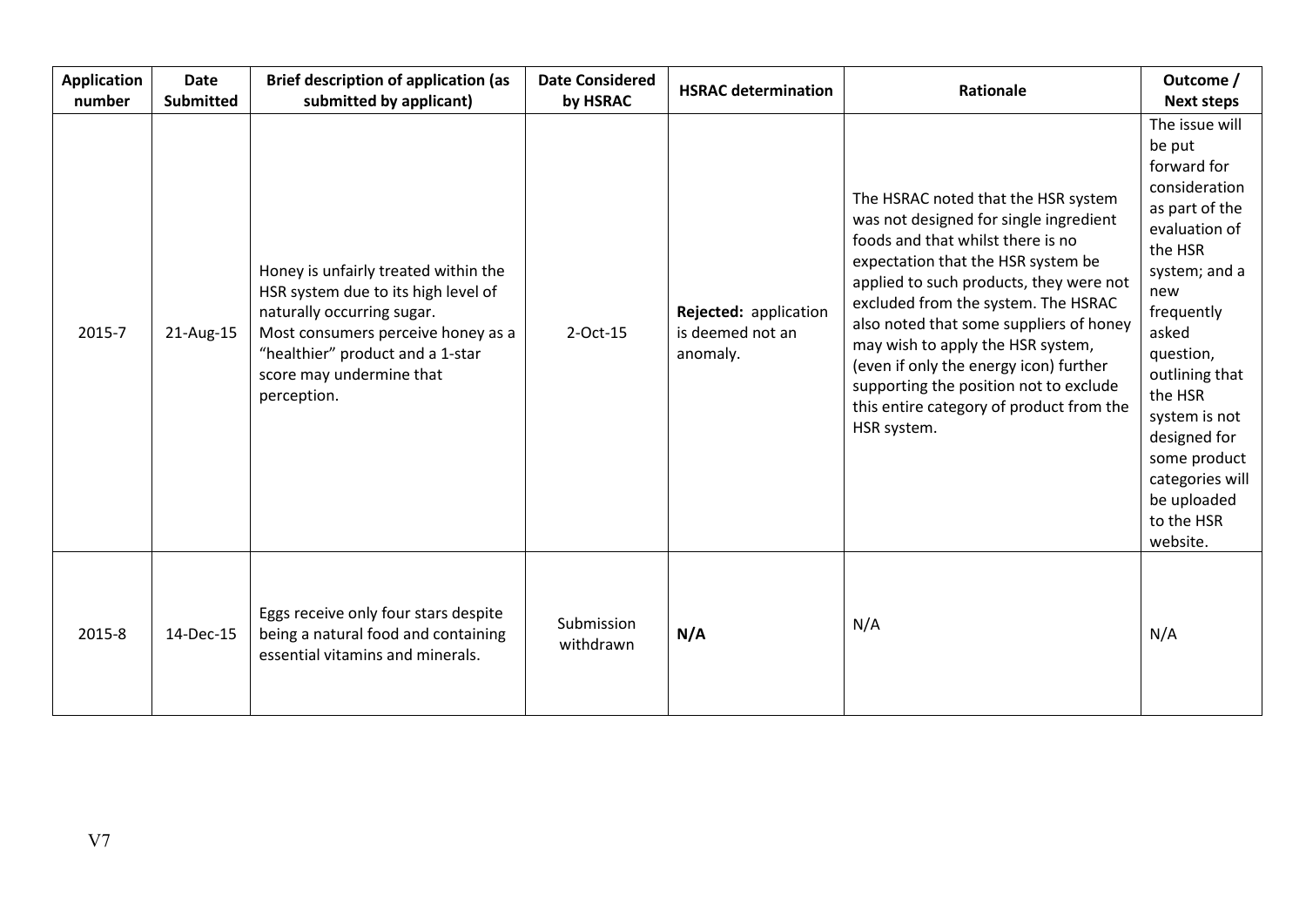| Application number | Date Submitted | Brief description of application (as submitted by applicant) | Date Considered by HSRAC | HSRAC determination | Rationale | Outcome / Next steps |
|---|---|---|---|---|---|---|
| 2015-7 | 21-Aug-15 | Honey is unfairly treated within the HSR system due to its high level of naturally occurring sugar. Most consumers perceive honey as a "healthier" product and a 1-star score may undermine that perception. | 2-Oct-15 | **Rejected:** application is deemed not an anomaly. | The HSRAC noted that the HSR system was not designed for single ingredient foods and that whilst there is no expectation that the HSR system be applied to such products, they were not excluded from the system. The HSRAC also noted that some suppliers of honey may wish to apply the HSR system, (even if only the energy icon) further supporting the position not to exclude this entire category of product from the HSR system. | The issue will be put forward for consideration as part of the evaluation of the HSR system; and a new frequently asked question, outlining that the HSR system is not designed for some product categories will be uploaded to the HSR website. |
| 2015-8 | 14-Dec-15 | Eggs receive only four stars despite being a natural food and containing essential vitamins and minerals. | Submission withdrawn | **N/A** | N/A | N/A |

V7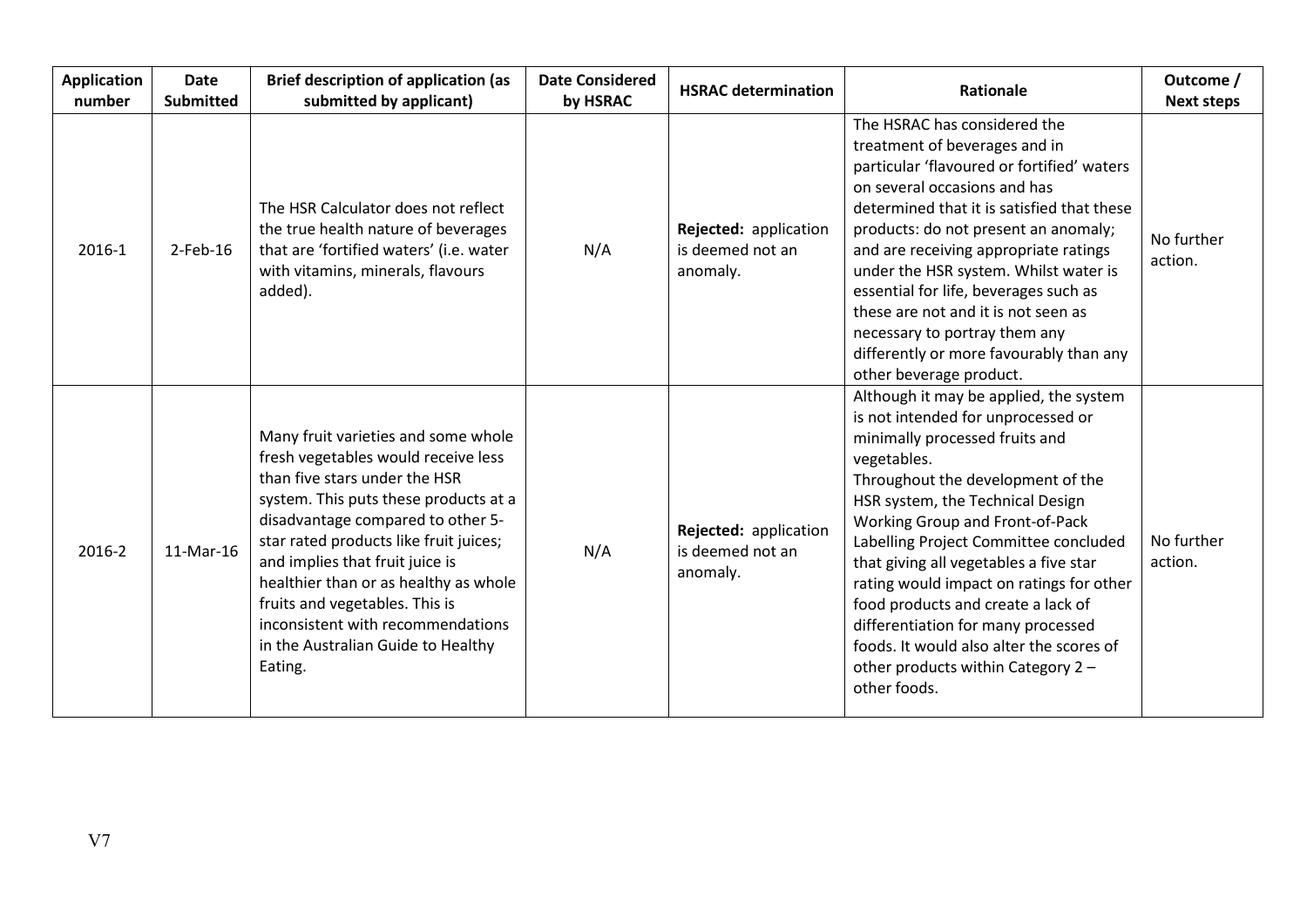| Application number | Date Submitted | Brief description of application (as submitted by applicant) | Date Considered by HSRAC | HSRAC determination | Rationale | Outcome / Next steps |
|---|---|---|---|---|---|---|
| 2016-1 | 2-Feb-16 | The HSR Calculator does not reflect the true health nature of beverages that are 'fortified waters' (i.e. water with vitamins, minerals, flavours added). | N/A | **Rejected:** application is deemed not an anomaly. | The HSRAC has considered the treatment of beverages and in particular 'flavoured or fortified' waters on several occasions and has determined that it is satisfied that these products: do not present an anomaly; and are receiving appropriate ratings under the HSR system. Whilst water is essential for life, beverages such as these are not and it is not seen as necessary to portray them any differently or more favourably than any other beverage product. | No further action. |
| 2016-2 | 11-Mar-16 | Many fruit varieties and some whole fresh vegetables would receive less than five stars under the HSR system. This puts these products at a disadvantage compared to other 5-star rated products like fruit juices; and implies that fruit juice is healthier than or as healthy as whole fruits and vegetables. This is inconsistent with recommendations in the Australian Guide to Healthy Eating. | N/A | **Rejected:** application is deemed not an anomaly. | Although it may be applied, the system is not intended for unprocessed or minimally processed fruits and vegetables.<br>Throughout the development of the HSR system, the Technical Design Working Group and Front-of-Pack Labelling Project Committee concluded that giving all vegetables a five star rating would impact on ratings for other food products and create a lack of differentiation for many processed foods. It would also alter the scores of other products within Category 2 – other foods. | No further action. |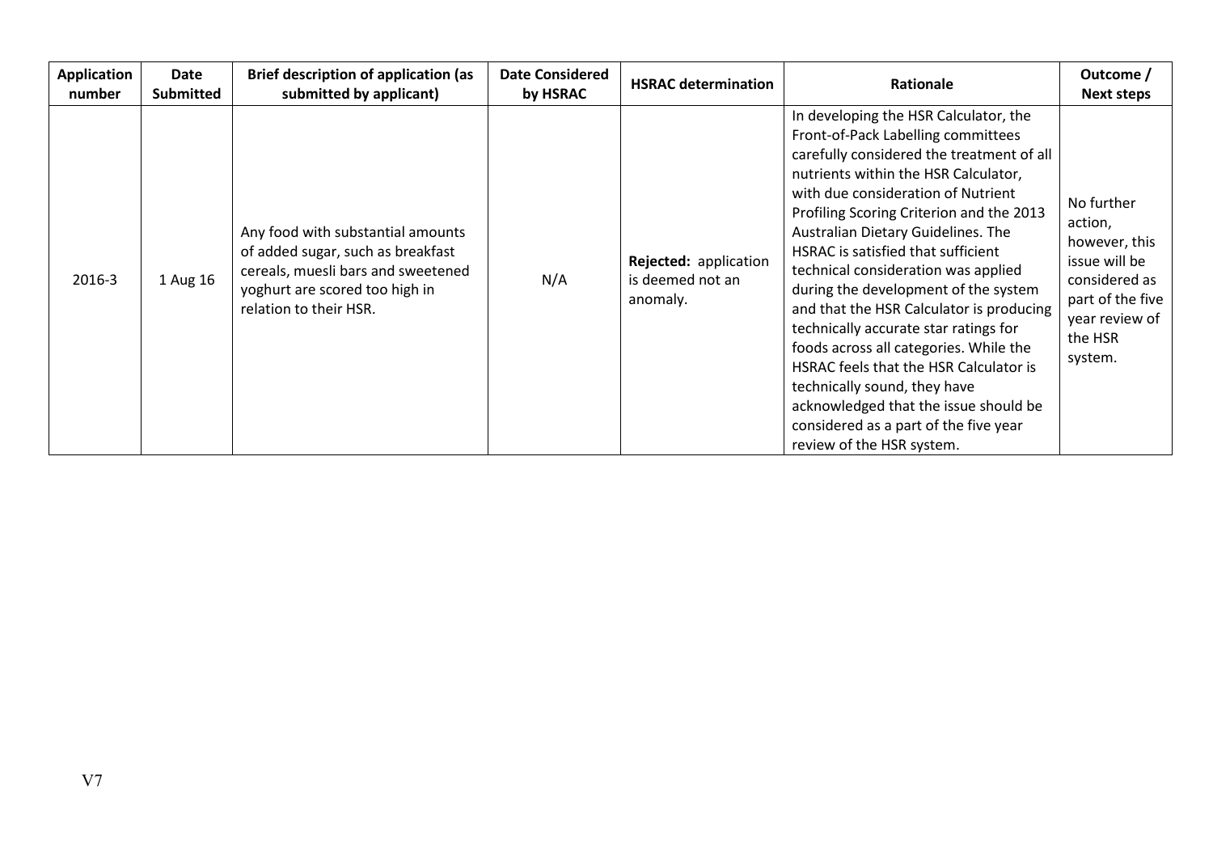| Application number | Date Submitted | Brief description of application (as submitted by applicant) | Date Considered by HSRAC | HSRAC determination | Rationale | Outcome / Next steps |
|---|---|---|---|---|---|---|
| 2016-3 | 1 Aug 16 | Any food with substantial amounts of added sugar, such as breakfast cereals, muesli bars and sweetened yoghurt are scored too high in relation to their HSR. | N/A | **Rejected:** application is deemed not an anomaly. | In developing the HSR Calculator, the Front-of-Pack Labelling committees carefully considered the treatment of all nutrients within the HSR Calculator, with due consideration of Nutrient Profiling Scoring Criterion and the 2013 Australian Dietary Guidelines. The HSRAC is satisfied that sufficient technical consideration was applied during the development of the system and that the HSR Calculator is producing technically accurate star ratings for foods across all categories. While the HSRAC feels that the HSR Calculator is technically sound, they have acknowledged that the issue should be considered as a part of the five year review of the HSR system. | No further action, however, this issue will be considered as part of the five year review of the HSR system. |

V7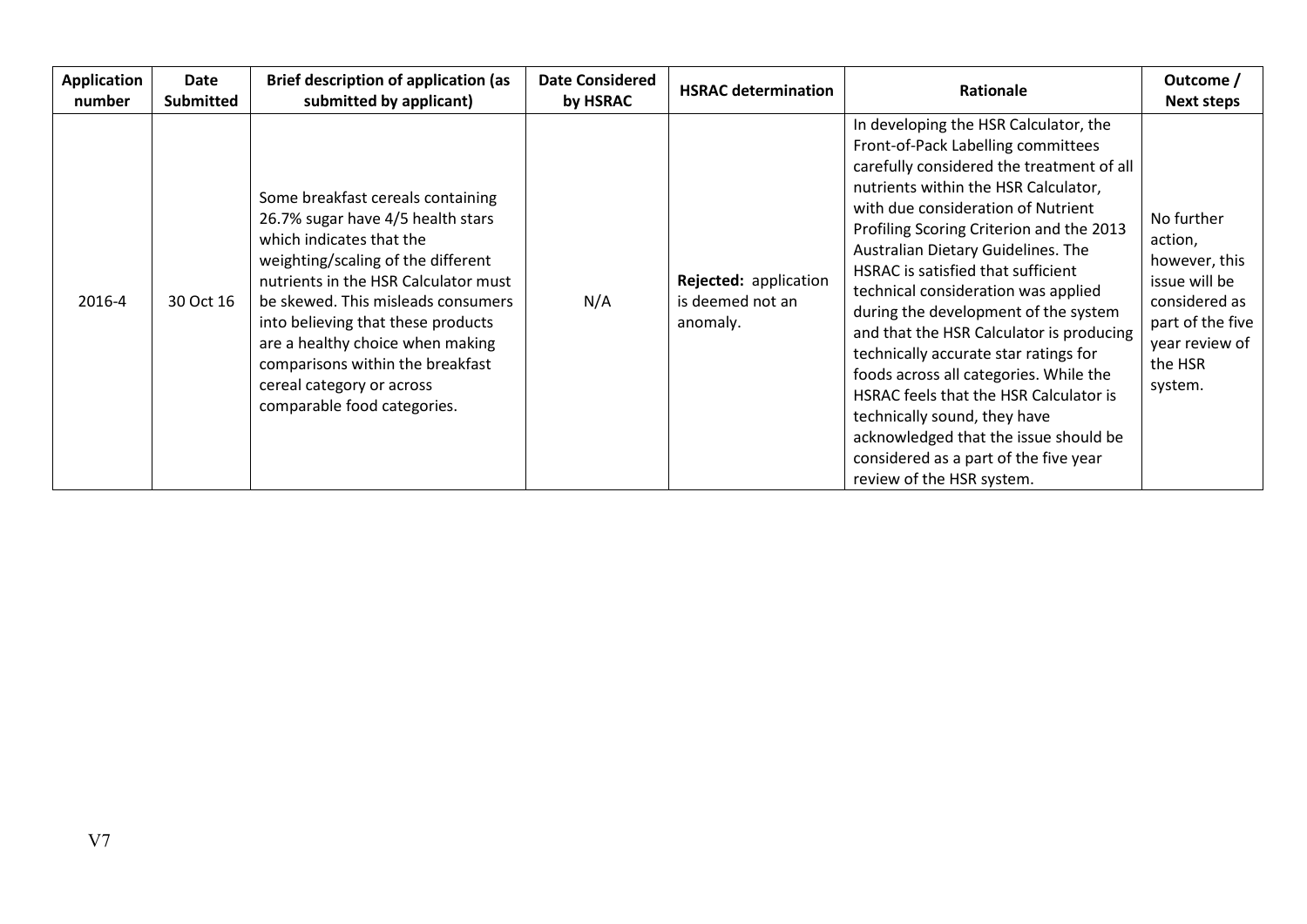| Application number | Date Submitted | Brief description of application (as submitted by applicant) | Date Considered by HSRAC | HSRAC determination | Rationale | Outcome / Next steps |
|---|---|---|---|---|---|---|
| 2016-4 | 30 Oct 16 | Some breakfast cereals containing 26.7% sugar have 4/5 health stars which indicates that the weighting/scaling of the different nutrients in the HSR Calculator must be skewed. This misleads consumers into believing that these products are a healthy choice when making comparisons within the breakfast cereal category or across comparable food categories. | N/A | **Rejected:** application is deemed not an anomaly. | In developing the HSR Calculator, the Front-of-Pack Labelling committees carefully considered the treatment of all nutrients within the HSR Calculator, with due consideration of Nutrient Profiling Scoring Criterion and the 2013 Australian Dietary Guidelines. The HSRAC is satisfied that sufficient technical consideration was applied during the development of the system and that the HSR Calculator is producing technically accurate star ratings for foods across all categories. While the HSRAC feels that the HSR Calculator is technically sound, they have acknowledged that the issue should be considered as a part of the five year review of the HSR system. | No further action, however, this issue will be considered as part of the five year review of the HSR system. |

V7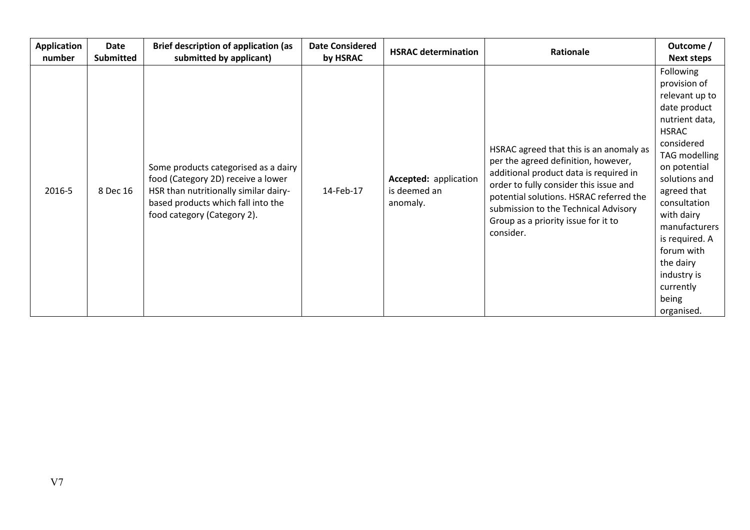| Application number | Date Submitted | Brief description of application (as submitted by applicant) | Date Considered by HSRAC | HSRAC determination | Rationale | Outcome / Next steps |
|---|---|---|---|---|---|---|
| 2016-5 | 8 Dec 16 | Some products categorised as a dairy food (Category 2D) receive a lower HSR than nutritionally similar dairy-based products which fall into the food category (Category 2). | 14-Feb-17 | **Accepted:** application is deemed an anomaly. | HSRAC agreed that this is an anomaly as per the agreed definition, however, additional product data is required in order to fully consider this issue and potential solutions. HSRAC referred the submission to the Technical Advisory Group as a priority issue for it to consider. | Following provision of relevant up to date product nutrient data, HSRAC considered TAG modelling on potential solutions and agreed that consultation with dairy manufacturers is required. A forum with the dairy industry is currently being organised. |

V7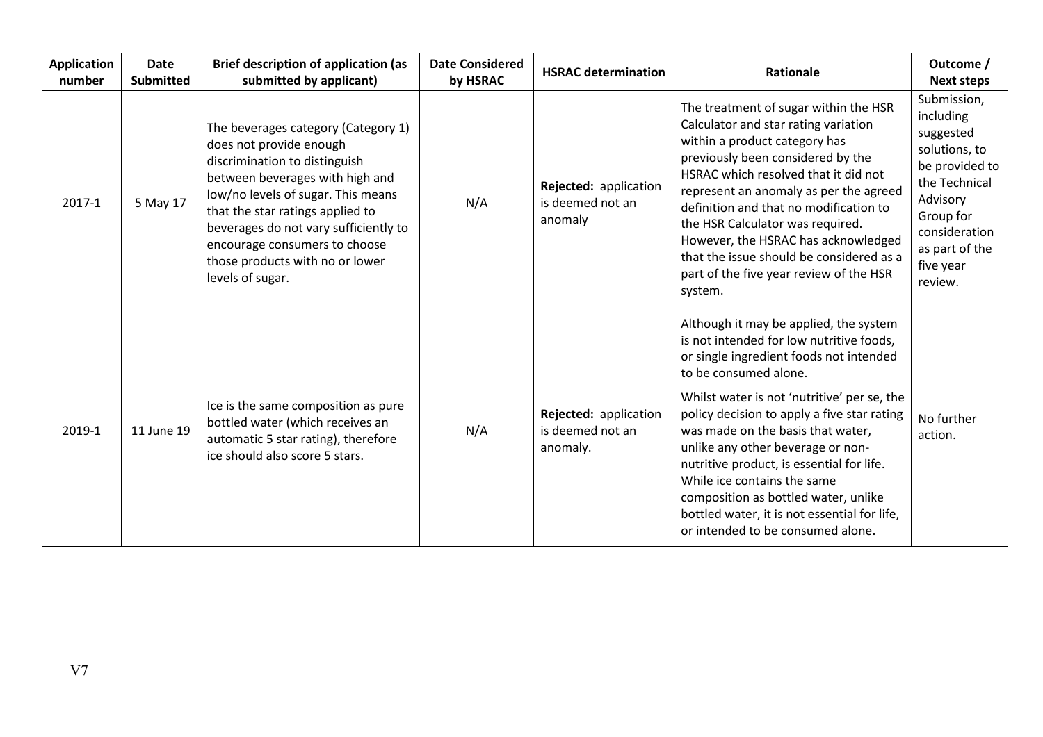| Application number | Date Submitted | Brief description of application (as submitted by applicant) | Date Considered by HSRAC | HSRAC determination | Rationale | Outcome / Next steps |
|---|---|---|---|---|---|---|
| 2017-1 | 5 May 17 | The beverages category (Category 1) does not provide enough discrimination to distinguish between beverages with high and low/no levels of sugar. This means that the star ratings applied to beverages do not vary sufficiently to encourage consumers to choose those products with no or lower levels of sugar. | N/A | **Rejected:** application is deemed not an anomaly | The treatment of sugar within the HSR Calculator and star rating variation within a product category has previously been considered by the HSRAC which resolved that it did not represent an anomaly as per the agreed definition and that no modification to the HSR Calculator was required. However, the HSRAC has acknowledged that the issue should be considered as a part of the five year review of the HSR system. | Submission, including suggested solutions, to be provided to the Technical Advisory Group for consideration as part of the five year review. |
| 2019-1 | 11 June 19 | Ice is the same composition as pure bottled water (which receives an automatic 5 star rating), therefore ice should also score 5 stars. | N/A | **Rejected:** application is deemed not an anomaly. | Although it may be applied, the system is not intended for low nutritive foods, or single ingredient foods not intended to be consumed alone.<br><br>Whilst water is not 'nutritive' per se, the policy decision to apply a five star rating was made on the basis that water, unlike any other beverage or non-nutritive product, is essential for life. While ice contains the same composition as bottled water, unlike bottled water, it is not essential for life, or intended to be consumed alone. | No further action. |

V7